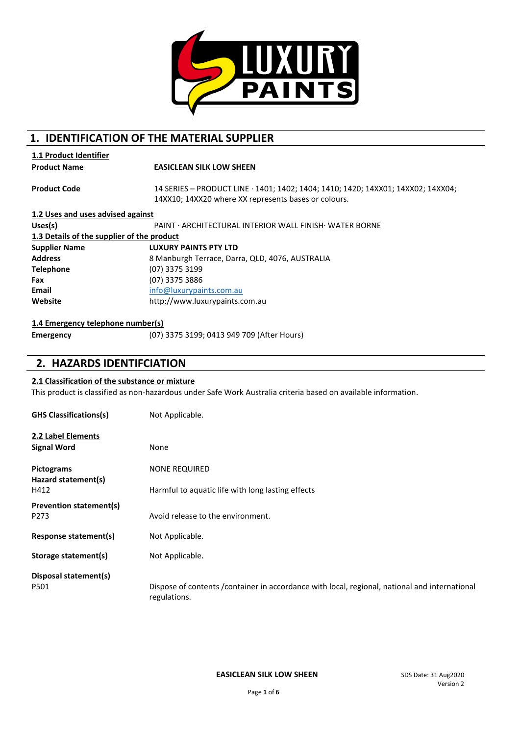# 1. IDENTIFICATION OF THE MATERIAL SUPPLIER

## 1.1 Product Identifier

**Product Name** **EASICLEAN SILK LOW SHEEN**

**Product Code** 14 SERIES – PRODUCT LINE · 1401; 1402; 1404; 1410; 1420; 14XX01; 14XX02; 14XX04; 14XX10; 14XX20 where XX represents bases or colours.

## 1.2 Uses and uses advised against

**Uses(s)** PAINT · ARCHITECTURAL INTERIOR WALL FINISH· WATER BORNE

## 1.3 Details of the supplier of the product

**Supplier Name** **LUXURY PAINTS PTY LTD**

**Address** 8 Manburgh Terrace, Darra, QLD, 4076, AUSTRALIA

**Telephone** (07) 3375 3199

**Fax** (07) 3375 3886

**Email** info@luxurypaints.com.au

**Website** http://www.luxurypaints.com.au

## 1.4 Emergency telephone number(s)

**Emergency** (07) 3375 3199; 0413 949 709 (After Hours)

# 2. HAZARDS IDENTIFCIATION

## 2.1 Classification of the substance or mixture

This product is classified as non-hazardous under Safe Work Australia criteria based on available information.

**GHS Classifications(s)** Not Applicable.

## 2.2 Label Elements

**Signal Word** None

**Pictograms** NONE REQUIRED

**Hazard statement(s)**

H412 Harmful to aquatic life with long lasting effects

**Prevention statement(s)**

P273 Avoid release to the environment.

**Response statement(s)** Not Applicable.

**Storage statement(s)** Not Applicable.

**Disposal statement(s)**

P501 Dispose of contents /container in accordance with local, regional, national and international regulations.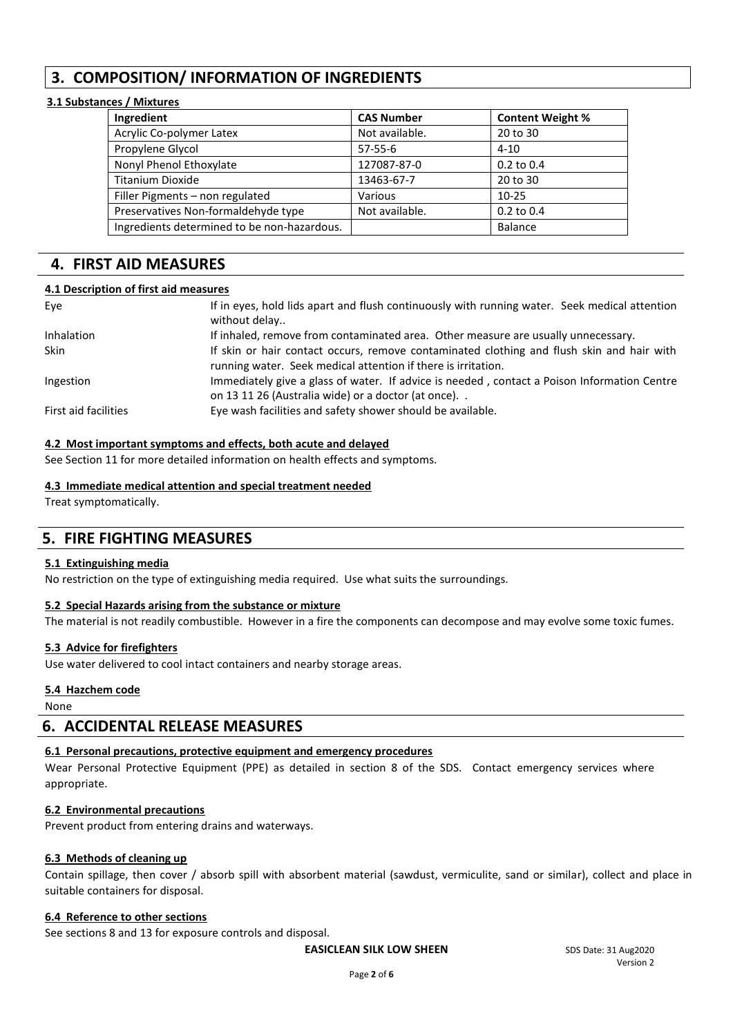## 3. COMPOSITION/ INFORMATION OF INGREDIENTS

### 3.1 Substances / Mixtures

| Ingredient | CAS Number | Content Weight % |
|---|---|---|
| Acrylic Co-polymer Latex | Not available. | 20 to 30 |
| Propylene Glycol | 57-55-6 | 4-10 |
| Nonyl Phenol Ethoxylate | 127087-87-0 | 0.2 to 0.4 |
| Titanium Dioxide | 13463-67-7 | 20 to 30 |
| Filler Pigments – non regulated | Various | 10-25 |
| Preservatives Non-formaldehyde type | Not available. | 0.2 to 0.4 |
| Ingredients determined to be non-hazardous. | | Balance |

## 4. FIRST AID MEASURES

### 4.1 Description of first aid measures

| | |
|---|---|
| Eye | If in eyes, hold lids apart and flush continuously with running water. Seek medical attention without delay.. |
| Inhalation | If inhaled, remove from contaminated area. Other measure are usually unnecessary. |
| Skin | If skin or hair contact occurs, remove contaminated clothing and flush skin and hair with running water. Seek medical attention if there is irritation. |
| Ingestion | Immediately give a glass of water. If advice is needed , contact a Poison Information Centre on 13 11 26 (Australia wide) or a doctor (at once). . |
| First aid facilities | Eye wash facilities and safety shower should be available. |

### 4.2 Most important symptoms and effects, both acute and delayed

See Section 11 for more detailed information on health effects and symptoms.

### 4.3 Immediate medical attention and special treatment needed

Treat symptomatically.

## 5. FIRE FIGHTING MEASURES

### 5.1 Extinguishing media

No restriction on the type of extinguishing media required. Use what suits the surroundings.

### 5.2 Special Hazards arising from the substance or mixture

The material is not readily combustible. However in a fire the components can decompose and may evolve some toxic fumes.

### 5.3 Advice for firefighters

Use water delivered to cool intact containers and nearby storage areas.

### 5.4 Hazchem code

None

## 6. ACCIDENTAL RELEASE MEASURES

### 6.1 Personal precautions, protective equipment and emergency procedures

Wear Personal Protective Equipment (PPE) as detailed in section 8 of the SDS. Contact emergency services where appropriate.

### 6.2 Environmental precautions

Prevent product from entering drains and waterways.

### 6.3 Methods of cleaning up

Contain spillage, then cover / absorb spill with absorbent material (sawdust, vermiculite, sand or similar), collect and place in suitable containers for disposal.

### 6.4 Reference to other sections

See sections 8 and 13 for exposure controls and disposal.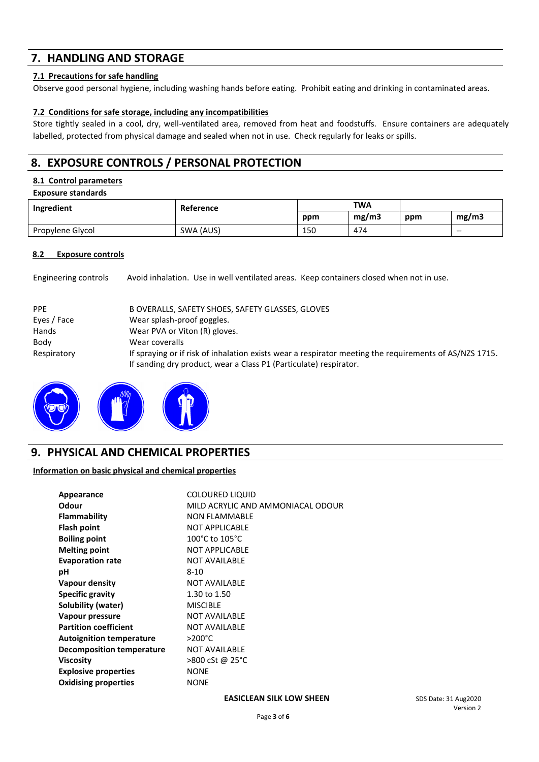## 7. HANDLING AND STORAGE

### 7.1 Precautions for safe handling

Observe good personal hygiene, including washing hands before eating. Prohibit eating and drinking in contaminated areas.

### 7.2 Conditions for safe storage, including any incompatibilities

Store tightly sealed in a cool, dry, well-ventilated area, removed from heat and foodstuffs. Ensure containers are adequately labelled, protected from physical damage and sealed when not in use. Check regularly for leaks or spills.

## 8. EXPOSURE CONTROLS / PERSONAL PROTECTION

### 8.1 Control parameters

**Exposure standards**

| Ingredient | Reference | TWA | | | |
|---|---|---|---|---|---|
| | | ppm | mg/m3 | ppm | mg/m3 |
| Propylene Glycol | SWA (AUS) | 150 | 474 | | -- |

### 8.2 Exposure controls

Engineering controls: Avoid inhalation. Use in well ventilated areas. Keep containers closed when not in use.

| | |
|---|---|
| PPE | B OVERALLS, SAFETY SHOES, SAFETY GLASSES, GLOVES |
| Eyes / Face | Wear splash-proof goggles. |
| Hands | Wear PVA or Viton (R) gloves. |
| Body | Wear coveralls |
| Respiratory | If spraying or if risk of inhalation exists wear a respirator meeting the requirements of AS/NZS 1715. If sanding dry product, wear a Class P1 (Particulate) respirator. |

## 9. PHYSICAL AND CHEMICAL PROPERTIES

### Information on basic physical and chemical properties

| | |
|---|---|
| **Appearance** | COLOURED LIQUID |
| **Odour** | MILD ACRYLIC AND AMMONIACAL ODOUR |
| **Flammability** | NON FLAMMABLE |
| **Flash point** | NOT APPLICABLE |
| **Boiling point** | 100°C to 105°C |
| **Melting point** | NOT APPLICABLE |
| **Evaporation rate** | NOT AVAILABLE |
| **pH** | 8-10 |
| **Vapour density** | NOT AVAILABLE |
| **Specific gravity** | 1.30 to 1.50 |
| **Solubility (water)** | MISCIBLE |
| **Vapour pressure** | NOT AVAILABLE |
| **Partition coefficient** | NOT AVAILABLE |
| **Autoignition temperature** | >200°C |
| **Decomposition temperature** | NOT AVAILABLE |
| **Viscosity** | >800 cSt @ 25°C |
| **Explosive properties** | NONE |
| **Oxidising properties** | NONE |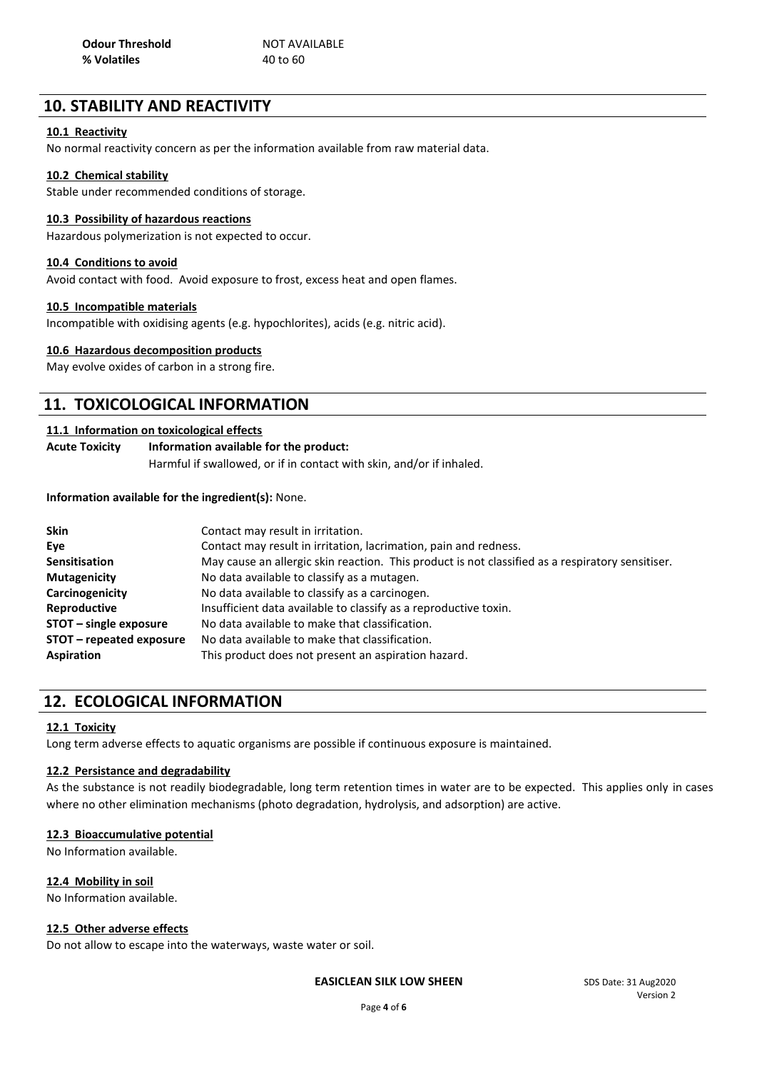| | |
|---|---|
| **Odour Threshold** | NOT AVAILABLE |
| **% Volatiles** | 40 to 60 |

## 10. STABILITY AND REACTIVITY

**10.1 Reactivity**

No normal reactivity concern as per the information available from raw material data.

**10.2 Chemical stability**

Stable under recommended conditions of storage.

**10.3 Possibility of hazardous reactions**

Hazardous polymerization is not expected to occur.

**10.4 Conditions to avoid**

Avoid contact with food. Avoid exposure to frost, excess heat and open flames.

**10.5 Incompatible materials**

Incompatible with oxidising agents (e.g. hypochlorites), acids (e.g. nitric acid).

**10.6 Hazardous decomposition products**

May evolve oxides of carbon in a strong fire.

## 11. TOXICOLOGICAL INFORMATION

**11.1 Information on toxicological effects**

**Acute Toxicity** **Information available for the product:**
Harmful if swallowed, or if in contact with skin, and/or if inhaled.

**Information available for the ingredient(s):** None.

| | |
|---|---|
| **Skin** | Contact may result in irritation. |
| **Eye** | Contact may result in irritation, lacrimation, pain and redness. |
| **Sensitisation** | May cause an allergic skin reaction. This product is not classified as a respiratory sensitiser. |
| **Mutagenicity** | No data available to classify as a mutagen. |
| **Carcinogenicity** | No data available to classify as a carcinogen. |
| **Reproductive** | Insufficient data available to classify as a reproductive toxin. |
| **STOT – single exposure** | No data available to make that classification. |
| **STOT – repeated exposure** | No data available to make that classification. |
| **Aspiration** | This product does not present an aspiration hazard. |

## 12. ECOLOGICAL INFORMATION

**12.1 Toxicity**

Long term adverse effects to aquatic organisms are possible if continuous exposure is maintained.

**12.2 Persistance and degradability**

As the substance is not readily biodegradable, long term retention times in water are to be expected. This applies only in cases where no other elimination mechanisms (photo degradation, hydrolysis, and adsorption) are active.

**12.3 Bioaccumulative potential**

No Information available.

**12.4 Mobility in soil**

No Information available.

**12.5 Other adverse effects**

Do not allow to escape into the waterways, waste water or soil.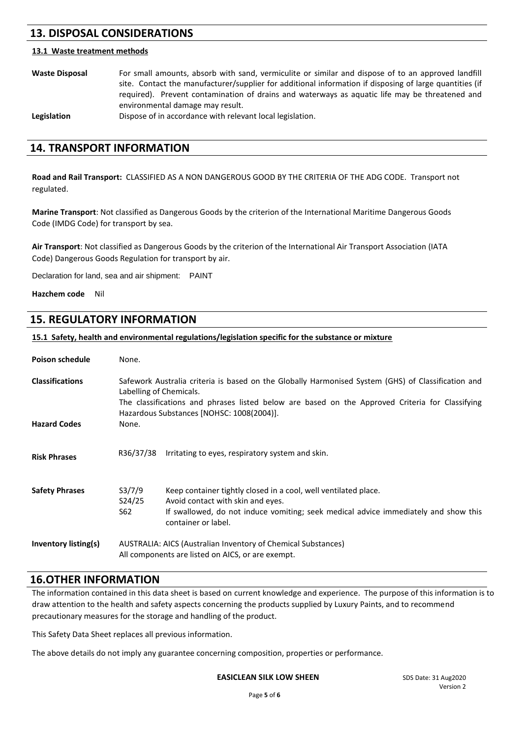## 13. DISPOSAL CONSIDERATIONS

### 13.1 Waste treatment methods

**Waste Disposal** For small amounts, absorb with sand, vermiculite or similar and dispose of to an approved landfill site. Contact the manufacturer/supplier for additional information if disposing of large quantities (if required). Prevent contamination of drains and waterways as aquatic life may be threatened and environmental damage may result.

**Legislation** Dispose of in accordance with relevant local legislation.

## 14. TRANSPORT INFORMATION

**Road and Rail Transport:** CLASSIFIED AS A NON DANGEROUS GOOD BY THE CRITERIA OF THE ADG CODE. Transport not regulated.

**Marine Transport**: Not classified as Dangerous Goods by the criterion of the International Maritime Dangerous Goods Code (IMDG Code) for transport by sea.

**Air Transport**: Not classified as Dangerous Goods by the criterion of the International Air Transport Association (IATA Code) Dangerous Goods Regulation for transport by air.

Declaration for land, sea and air shipment: PAINT

**Hazchem code** Nil

## 15. REGULATORY INFORMATION

### 15.1 Safety, health and environmental regulations/legislation specific for the substance or mixture

**Poison schedule** None.

**Classifications** Safework Australia criteria is based on the Globally Harmonised System (GHS) of Classification and Labelling of Chemicals.
The classifications and phrases listed below are based on the Approved Criteria for Classifying Hazardous Substances [NOHSC: 1008(2004)].

**Hazard Codes** None.

**Risk Phrases**

| | |
|---|---|
| R36/37/38 | Irritating to eyes, respiratory system and skin. |

**Safety Phrases**

| | |
|---|---|
| S3/7/9 | Keep container tightly closed in a cool, well ventilated place. |
| S24/25 | Avoid contact with skin and eyes. |
| S62 | If swallowed, do not induce vomiting; seek medical advice immediately and show this container or label. |

**Inventory listing(s)** AUSTRALIA: AICS (Australian Inventory of Chemical Substances)
All components are listed on AICS, or are exempt.

## 16.OTHER INFORMATION

The information contained in this data sheet is based on current knowledge and experience. The purpose of this information is to draw attention to the health and safety aspects concerning the products supplied by Luxury Paints, and to recommend precautionary measures for the storage and handling of the product.

This Safety Data Sheet replaces all previous information.

The above details do not imply any guarantee concerning composition, properties or performance.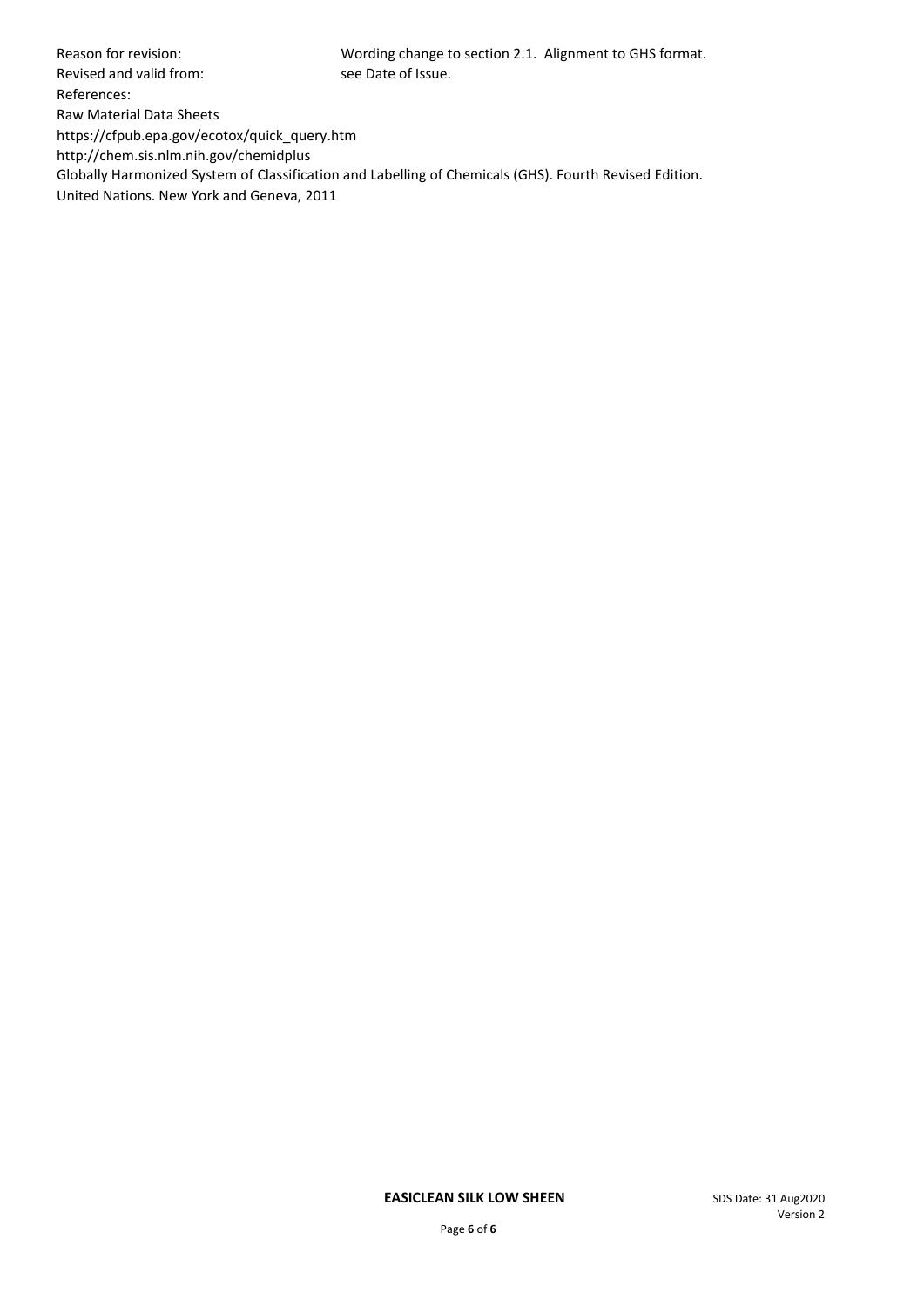Reason for revision: Wording change to section 2.1. Alignment to GHS format.

Revised and valid from: see Date of Issue.

References:

Raw Material Data Sheets

https://cfpub.epa.gov/ecotox/quick_query.htm

http://chem.sis.nlm.nih.gov/chemidplus

Globally Harmonized System of Classification and Labelling of Chemicals (GHS). Fourth Revised Edition. United Nations. New York and Geneva, 2011